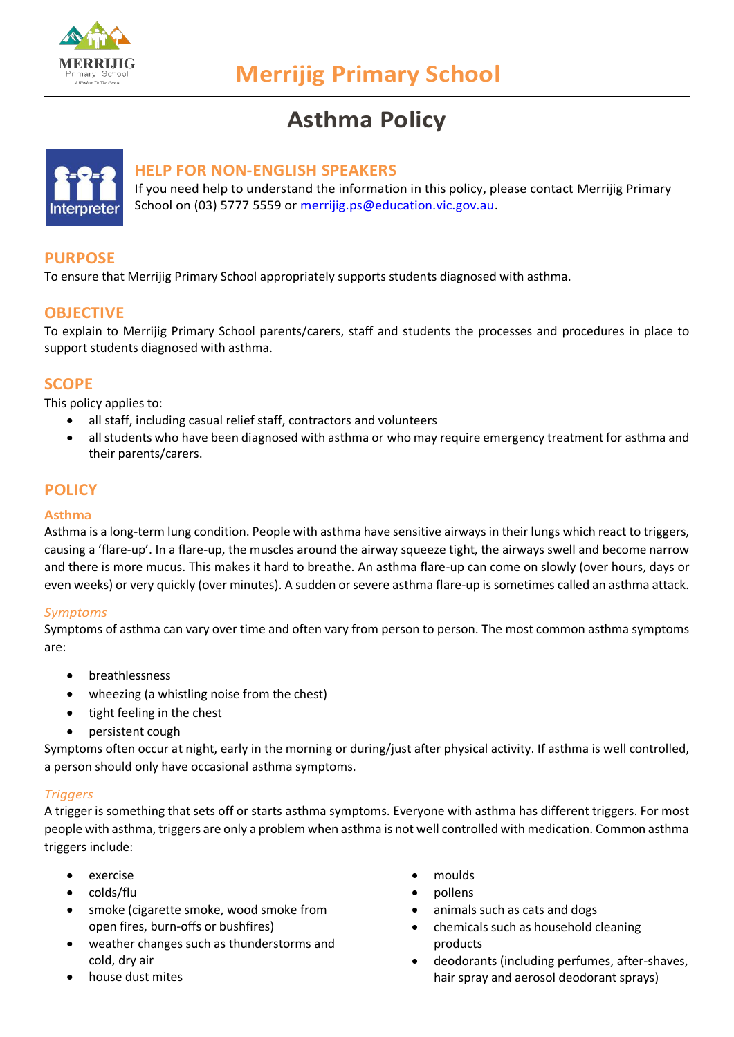# Merrijig Primary School

## Asthma Policy

### HELP FOR NON-ENGLISH SPEAKERS

If you need help to understand the information in this policy, please contact Merrijig Primary School on (03) 5777 5559 or merrijig.ps@education.vic.gov.au.

## PURPOSE

To ensure that Merrijig Primary School appropriately supports students diagnosed with asthma.

## OBJECTIVE

To explain to Merrijig Primary School parents/carers, staff and students the processes and procedures in place to support students diagnosed with asthma.

## SCOPE

This policy applies to:

- all staff, including casual relief staff, contractors and volunteers
- all students who have been diagnosed with asthma or who may require emergency treatment for asthma and their parents/carers.

## POLICY

### Asthma

Asthma is a long-term lung condition. People with asthma have sensitive airways in their lungs which react to triggers, causing a 'flare-up'. In a flare-up, the muscles around the airway squeeze tight, the airways swell and become narrow and there is more mucus. This makes it hard to breathe. An asthma flare-up can come on slowly (over hours, days or even weeks) or very quickly (over minutes). A sudden or severe asthma flare-up is sometimes called an asthma attack.

#### *Symptoms*

Symptoms of asthma can vary over time and often vary from person to person. The most common asthma symptoms are:

- breathlessness
- wheezing (a whistling noise from the chest)
- tight feeling in the chest
- persistent cough

Symptoms often occur at night, early in the morning or during/just after physical activity. If asthma is well controlled, a person should only have occasional asthma symptoms.

#### *Triggers*

A trigger is something that sets off or starts asthma symptoms. Everyone with asthma has different triggers. For most people with asthma, triggers are only a problem when asthma is not well controlled with medication. Common asthma triggers include:

- exercise
- colds/flu
- smoke (cigarette smoke, wood smoke from open fires, burn-offs or bushfires)
- weather changes such as thunderstorms and cold, dry air
- house dust mites
- moulds
- pollens
- animals such as cats and dogs
- chemicals such as household cleaning products
- deodorants (including perfumes, after-shaves, hair spray and aerosol deodorant sprays)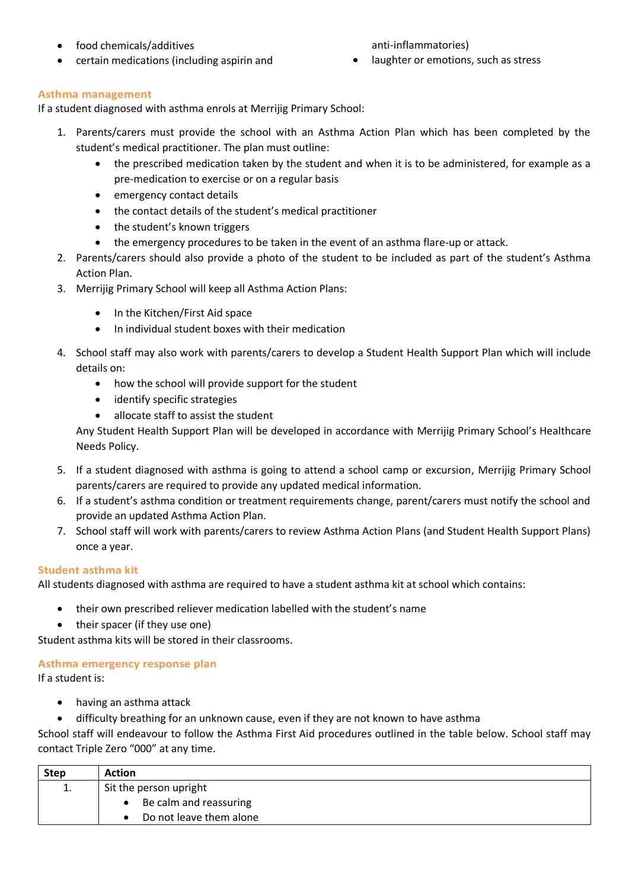- food chemicals/additives
- certain medications (including aspirin and anti-inflammatories)
- laughter or emotions, such as stress

### Asthma management

If a student diagnosed with asthma enrols at Merrijig Primary School:

1. Parents/carers must provide the school with an Asthma Action Plan which has been completed by the student's medical practitioner. The plan must outline:
   - the prescribed medication taken by the student and when it is to be administered, for example as a pre-medication to exercise or on a regular basis
   - emergency contact details
   - the contact details of the student's medical practitioner
   - the student's known triggers
   - the emergency procedures to be taken in the event of an asthma flare-up or attack.
2. Parents/carers should also provide a photo of the student to be included as part of the student's Asthma Action Plan.
3. Merrijig Primary School will keep all Asthma Action Plans:
   - In the Kitchen/First Aid space
   - In individual student boxes with their medication
4. School staff may also work with parents/carers to develop a Student Health Support Plan which will include details on:
   - how the school will provide support for the student
   - identify specific strategies
   - allocate staff to assist the student

   Any Student Health Support Plan will be developed in accordance with Merrijig Primary School's Healthcare Needs Policy.
5. If a student diagnosed with asthma is going to attend a school camp or excursion, Merrijig Primary School parents/carers are required to provide any updated medical information.
6. If a student's asthma condition or treatment requirements change, parent/carers must notify the school and provide an updated Asthma Action Plan.
7. School staff will work with parents/carers to review Asthma Action Plans (and Student Health Support Plans) once a year.

### Student asthma kit

All students diagnosed with asthma are required to have a student asthma kit at school which contains:

- their own prescribed reliever medication labelled with the student's name
- their spacer (if they use one)

Student asthma kits will be stored in their classrooms.

### Asthma emergency response plan

If a student is:

- having an asthma attack
- difficulty breathing for an unknown cause, even if they are not known to have asthma

School staff will endeavour to follow the Asthma First Aid procedures outlined in the table below. School staff may contact Triple Zero "000" at any time.

| Step | Action |
|---|---|
| 1. | Sit the person upright<br>• Be calm and reassuring<br>• Do not leave them alone |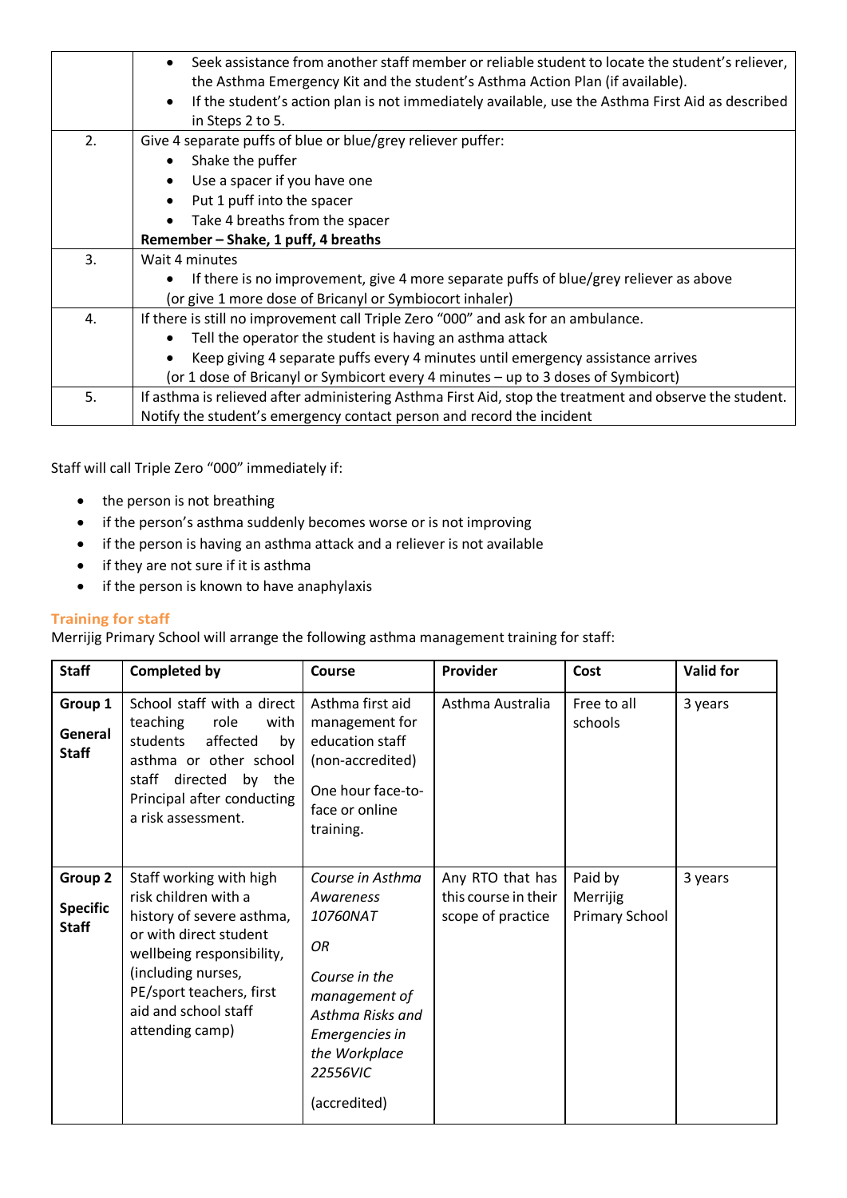| | |
|---|---|
| | • Seek assistance from another staff member or reliable student to locate the student's reliever, the Asthma Emergency Kit and the student's Asthma Action Plan (if available).<br>• If the student's action plan is not immediately available, use the Asthma First Aid as described in Steps 2 to 5. |
| 2. | Give 4 separate puffs of blue or blue/grey reliever puffer:<br>• Shake the puffer<br>• Use a spacer if you have one<br>• Put 1 puff into the spacer<br>• Take 4 breaths from the spacer<br>**Remember – Shake, 1 puff, 4 breaths** |
| 3. | Wait 4 minutes<br>• If there is no improvement, give 4 more separate puffs of blue/grey reliever as above<br>(or give 1 more dose of Bricanyl or Symbiocort inhaler) |
| 4. | If there is still no improvement call Triple Zero "000" and ask for an ambulance.<br>• Tell the operator the student is having an asthma attack<br>• Keep giving 4 separate puffs every 4 minutes until emergency assistance arrives<br>(or 1 dose of Bricanyl or Symbicort every 4 minutes – up to 3 doses of Symbicort) |
| 5. | If asthma is relieved after administering Asthma First Aid, stop the treatment and observe the student. Notify the student's emergency contact person and record the incident |

Staff will call Triple Zero "000" immediately if:

- the person is not breathing
- if the person's asthma suddenly becomes worse or is not improving
- if the person is having an asthma attack and a reliever is not available
- if they are not sure if it is asthma
- if the person is known to have anaphylaxis

## Training for staff

Merrijig Primary School will arrange the following asthma management training for staff:

| Staff | Completed by | Course | Provider | Cost | Valid for |
|---|---|---|---|---|---|
| **Group 1**<br>**General Staff** | School staff with a direct teaching role with students affected by asthma or other school staff directed by the Principal after conducting a risk assessment. | Asthma first aid management for education staff (non-accredited)<br>One hour face-to-face or online training. | Asthma Australia | Free to all schools | 3 years |
| **Group 2**<br>**Specific Staff** | Staff working with high risk children with a history of severe asthma, or with direct student wellbeing responsibility, (including nurses, PE/sport teachers, first aid and school staff attending camp) | *Course in Asthma Awareness 10760NAT*<br>*OR*<br>*Course in the management of Asthma Risks and Emergencies in the Workplace 22556VIC*<br>(accredited) | Any RTO that has this course in their scope of practice | Paid by Merrijig Primary School | 3 years |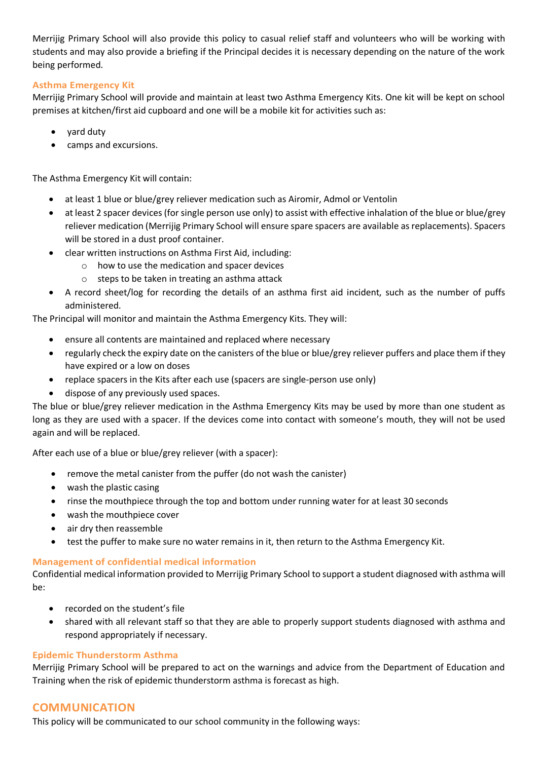Merrijig Primary School will also provide this policy to casual relief staff and volunteers who will be working with students and may also provide a briefing if the Principal decides it is necessary depending on the nature of the work being performed.

### Asthma Emergency Kit

Merrijig Primary School will provide and maintain at least two Asthma Emergency Kits. One kit will be kept on school premises at kitchen/first aid cupboard and one will be a mobile kit for activities such as:

- yard duty
- camps and excursions.

The Asthma Emergency Kit will contain:

- at least 1 blue or blue/grey reliever medication such as Airomir, Admol or Ventolin
- at least 2 spacer devices (for single person use only) to assist with effective inhalation of the blue or blue/grey reliever medication (Merrijig Primary School will ensure spare spacers are available as replacements). Spacers will be stored in a dust proof container.
- clear written instructions on Asthma First Aid, including:
  - how to use the medication and spacer devices
  - steps to be taken in treating an asthma attack
- A record sheet/log for recording the details of an asthma first aid incident, such as the number of puffs administered.

The Principal will monitor and maintain the Asthma Emergency Kits. They will:

- ensure all contents are maintained and replaced where necessary
- regularly check the expiry date on the canisters of the blue or blue/grey reliever puffers and place them if they have expired or a low on doses
- replace spacers in the Kits after each use (spacers are single-person use only)
- dispose of any previously used spaces.

The blue or blue/grey reliever medication in the Asthma Emergency Kits may be used by more than one student as long as they are used with a spacer. If the devices come into contact with someone's mouth, they will not be used again and will be replaced.

After each use of a blue or blue/grey reliever (with a spacer):

- remove the metal canister from the puffer (do not wash the canister)
- wash the plastic casing
- rinse the mouthpiece through the top and bottom under running water for at least 30 seconds
- wash the mouthpiece cover
- air dry then reassemble
- test the puffer to make sure no water remains in it, then return to the Asthma Emergency Kit.

### Management of confidential medical information

Confidential medical information provided to Merrijig Primary School to support a student diagnosed with asthma will be:

- recorded on the student's file
- shared with all relevant staff so that they are able to properly support students diagnosed with asthma and respond appropriately if necessary.

### Epidemic Thunderstorm Asthma

Merrijig Primary School will be prepared to act on the warnings and advice from the Department of Education and Training when the risk of epidemic thunderstorm asthma is forecast as high.

## COMMUNICATION

This policy will be communicated to our school community in the following ways: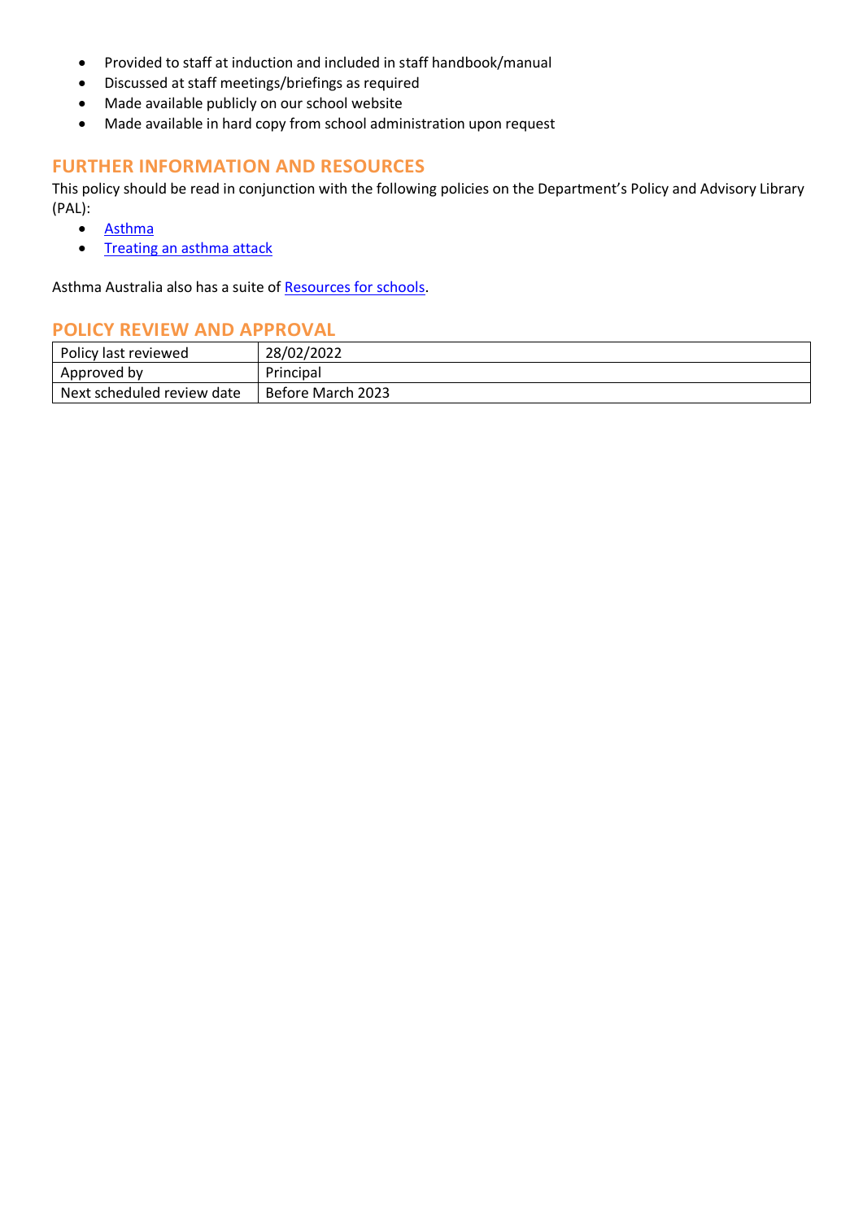- Provided to staff at induction and included in staff handbook/manual
- Discussed at staff meetings/briefings as required
- Made available publicly on our school website
- Made available in hard copy from school administration upon request

## FURTHER INFORMATION AND RESOURCES

This policy should be read in conjunction with the following policies on the Department's Policy and Advisory Library (PAL):

- Asthma
- Treating an asthma attack

Asthma Australia also has a suite of Resources for schools.

## POLICY REVIEW AND APPROVAL

| | |
|---|---|
| Policy last reviewed | 28/02/2022 |
| Approved by | Principal |
| Next scheduled review date | Before March 2023 |